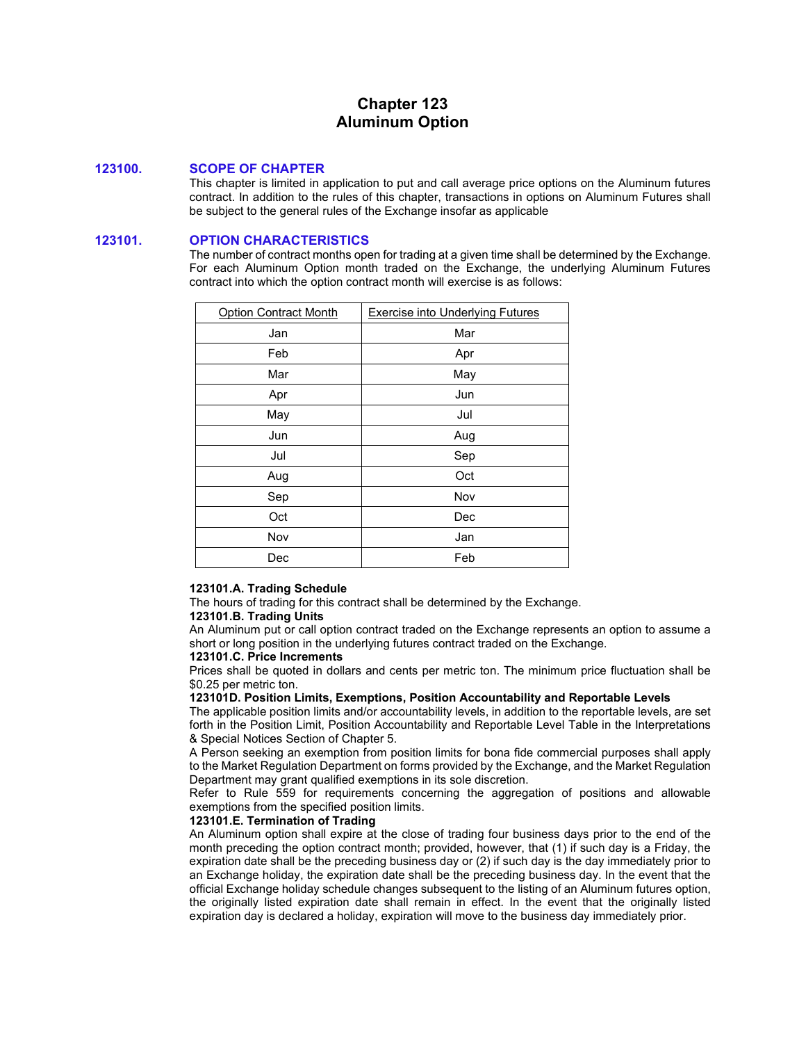# Chapter 123
# Aluminum Option

## 123100. SCOPE OF CHAPTER

This chapter is limited in application to put and call average price options on the Aluminum futures contract. In addition to the rules of this chapter, transactions in options on Aluminum Futures shall be subject to the general rules of the Exchange insofar as applicable

## 123101. OPTION CHARACTERISTICS

The number of contract months open for trading at a given time shall be determined by the Exchange. For each Aluminum Option month traded on the Exchange, the underlying Aluminum Futures contract into which the option contract month will exercise is as follows:

| Option Contract Month | Exercise into Underlying Futures |
|---|---|
| Jan | Mar |
| Feb | Apr |
| Mar | May |
| Apr | Jun |
| May | Jul |
| Jun | Aug |
| Jul | Sep |
| Aug | Oct |
| Sep | Nov |
| Oct | Dec |
| Nov | Jan |
| Dec | Feb |

**123101.A. Trading Schedule**

The hours of trading for this contract shall be determined by the Exchange.

**123101.B. Trading Units**

An Aluminum put or call option contract traded on the Exchange represents an option to assume a short or long position in the underlying futures contract traded on the Exchange.

**123101.C. Price Increments**

Prices shall be quoted in dollars and cents per metric ton. The minimum price fluctuation shall be $0.25 per metric ton.

**123101D. Position Limits, Exemptions, Position Accountability and Reportable Levels**

The applicable position limits and/or accountability levels, in addition to the reportable levels, are set forth in the Position Limit, Position Accountability and Reportable Level Table in the Interpretations & Special Notices Section of Chapter 5.

A Person seeking an exemption from position limits for bona fide commercial purposes shall apply to the Market Regulation Department on forms provided by the Exchange, and the Market Regulation Department may grant qualified exemptions in its sole discretion.

Refer to Rule 559 for requirements concerning the aggregation of positions and allowable exemptions from the specified position limits.

**123101.E. Termination of Trading**

An Aluminum option shall expire at the close of trading four business days prior to the end of the month preceding the option contract month; provided, however, that (1) if such day is a Friday, the expiration date shall be the preceding business day or (2) if such day is the day immediately prior to an Exchange holiday, the expiration date shall be the preceding business day. In the event that the official Exchange holiday schedule changes subsequent to the listing of an Aluminum futures option, the originally listed expiration date shall remain in effect. In the event that the originally listed expiration day is declared a holiday, expiration will move to the business day immediately prior.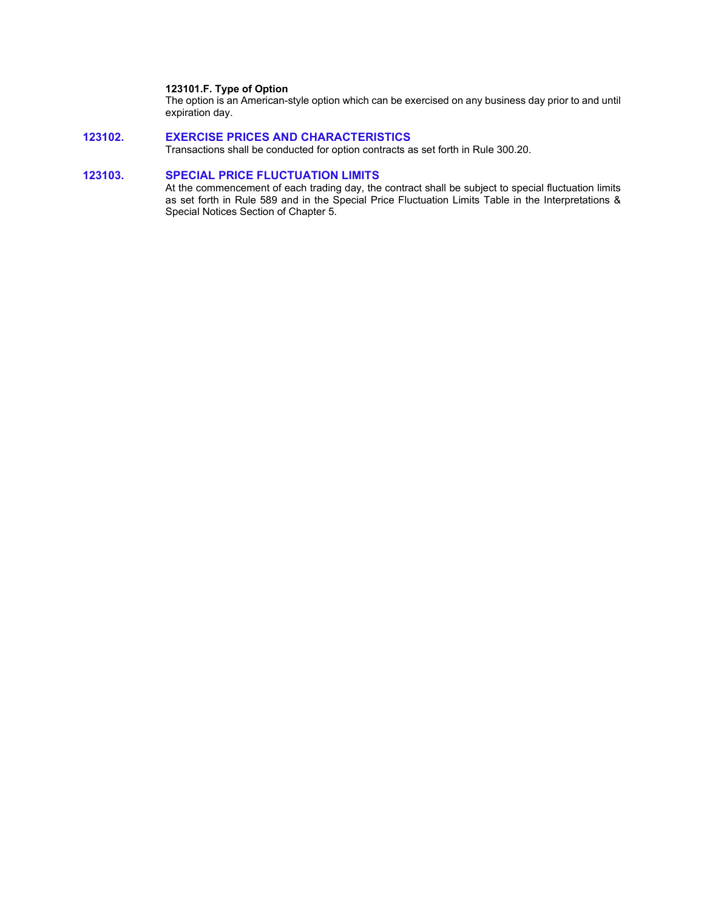**123101.F. Type of Option**
The option is an American-style option which can be exercised on any business day prior to and until expiration day.

## 123102. EXERCISE PRICES AND CHARACTERISTICS

Transactions shall be conducted for option contracts as set forth in Rule 300.20.

## 123103. SPECIAL PRICE FLUCTUATION LIMITS

At the commencement of each trading day, the contract shall be subject to special fluctuation limits as set forth in Rule 589 and in the Special Price Fluctuation Limits Table in the Interpretations & Special Notices Section of Chapter 5.